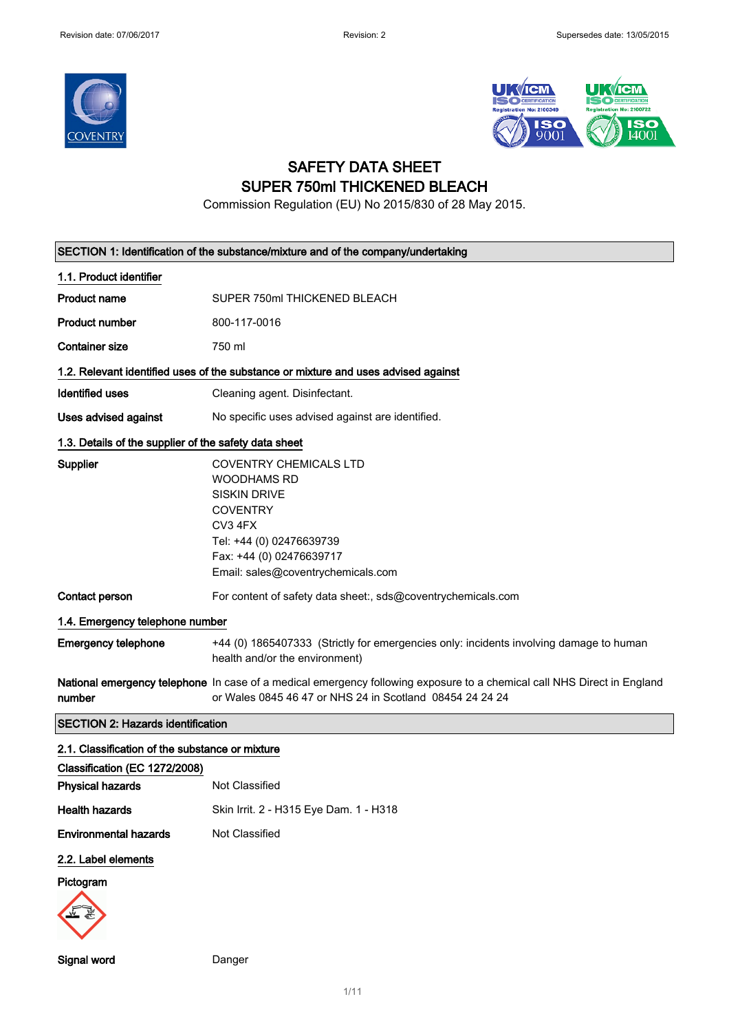Revision date: 07/06/2017 Revision: 2 Supersedes date: 13/05/2015

# SAFETY DATA SHEET
# SUPER 750ml THICKENED BLEACH

Commission Regulation (EU) No 2015/830 of 28 May 2015.

## SECTION 1: Identification of the substance/mixture and of the company/undertaking

### 1.1. Product identifier

| | |
|---|---|
| **Product name** | SUPER 750ml THICKENED BLEACH |
| **Product number** | 800-117-0016 |
| **Container size** | 750 ml |

### 1.2. Relevant identified uses of the substance or mixture and uses advised against

| | |
|---|---|
| **Identified uses** | Cleaning agent. Disinfectant. |
| **Uses advised against** | No specific uses advised against are identified. |

### 1.3. Details of the supplier of the safety data sheet

**Supplier**

COVENTRY CHEMICALS LTD
WOODHAMS RD
SISKIN DRIVE
COVENTRY
CV3 4FX
Tel: +44 (0) 02476639739
Fax: +44 (0) 02476639717
Email: sales@coventrychemicals.com

**Contact person** For content of safety data sheet:, sds@coventrychemicals.com

### 1.4. Emergency telephone number

**Emergency telephone** +44 (0) 1865407333 (Strictly for emergencies only: incidents involving damage to human health and/or the environment)

**National emergency telephone number** In case of a medical emergency following exposure to a chemical call NHS Direct in England or Wales 0845 46 47 or NHS 24 in Scotland 08454 24 24 24

## SECTION 2: Hazards identification

### 2.1. Classification of the substance or mixture

**Classification (EC 1272/2008)**

| | |
|---|---|
| **Physical hazards** | Not Classified |
| **Health hazards** | Skin Irrit. 2 - H315 Eye Dam. 1 - H318 |
| **Environmental hazards** | Not Classified |

### 2.2. Label elements

**Pictogram**

**Signal word** Danger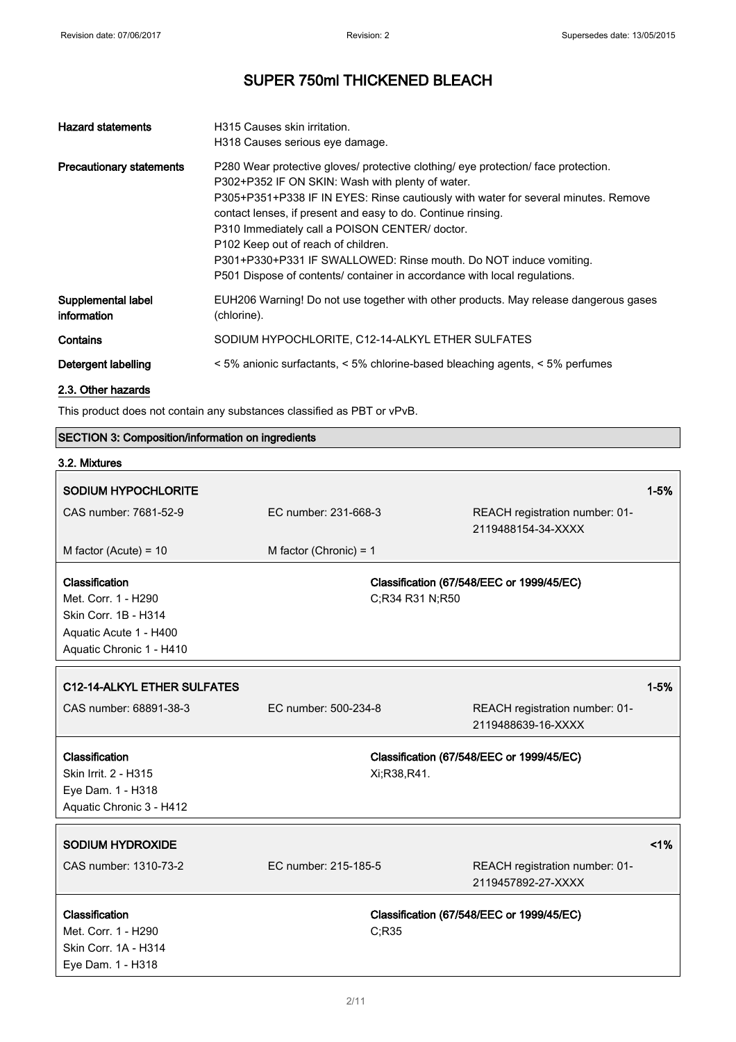# SUPER 750ml THICKENED BLEACH

| | |
|---|---|
| **Hazard statements** | H315 Causes skin irritation.<br>H318 Causes serious eye damage. |
| **Precautionary statements** | P280 Wear protective gloves/ protective clothing/ eye protection/ face protection.<br>P302+P352 IF ON SKIN: Wash with plenty of water.<br>P305+P351+P338 IF IN EYES: Rinse cautiously with water for several minutes. Remove contact lenses, if present and easy to do. Continue rinsing.<br>P310 Immediately call a POISON CENTER/ doctor.<br>P102 Keep out of reach of children.<br>P301+P330+P331 IF SWALLOWED: Rinse mouth. Do NOT induce vomiting.<br>P501 Dispose of contents/ container in accordance with local regulations. |
| **Supplemental label information** | EUH206 Warning! Do not use together with other products. May release dangerous gases (chlorine). |
| **Contains** | SODIUM HYPOCHLORITE, C12-14-ALKYL ETHER SULFATES |
| **Detergent labelling** | < 5% anionic surfactants, < 5% chlorine-based bleaching agents, < 5% perfumes |

## 2.3. Other hazards

This product does not contain any substances classified as PBT or vPvB.

## SECTION 3: Composition/information on ingredients

### 3.2. Mixtures

| **SODIUM HYPOCHLORITE** | | **1-5%** |
|---|---|---|
| CAS number: 7681-52-9 | EC number: 231-668-3 | REACH registration number: 01-2119488154-34-XXXX |
| M factor (Acute) = 10 | M factor (Chronic) = 1 | |
| **Classification**<br>Met. Corr. 1 - H290<br>Skin Corr. 1B - H314<br>Aquatic Acute 1 - H400<br>Aquatic Chronic 1 - H410 | **Classification (67/548/EEC or 1999/45/EC)**<br>C;R34 R31 N;R50 | |

| **C12-14-ALKYL ETHER SULFATES** | | **1-5%** |
|---|---|---|
| CAS number: 68891-38-3 | EC number: 500-234-8 | REACH registration number: 01-2119488639-16-XXXX |
| **Classification**<br>Skin Irrit. 2 - H315<br>Eye Dam. 1 - H318<br>Aquatic Chronic 3 - H412 | **Classification (67/548/EEC or 1999/45/EC)**<br>Xi;R38,R41. | |

| **SODIUM HYDROXIDE** | | **<1%** |
|---|---|---|
| CAS number: 1310-73-2 | EC number: 215-185-5 | REACH registration number: 01-2119457892-27-XXXX |
| **Classification**<br>Met. Corr. 1 - H290<br>Skin Corr. 1A - H314<br>Eye Dam. 1 - H318 | **Classification (67/548/EEC or 1999/45/EC)**<br>C;R35 | |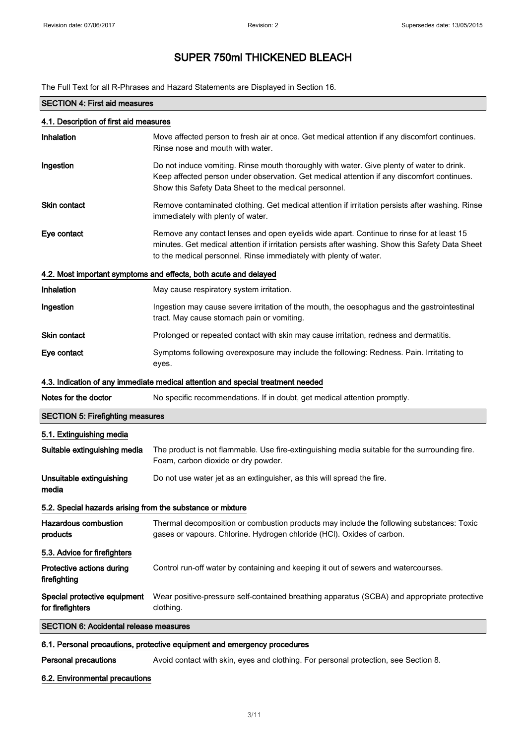# SUPER 750ml THICKENED BLEACH

The Full Text for all R-Phrases and Hazard Statements are Displayed in Section 16.

## SECTION 4: First aid measures

### 4.1. Description of first aid measures

| | |
|---|---|
| **Inhalation** | Move affected person to fresh air at once. Get medical attention if any discomfort continues. Rinse nose and mouth with water. |
| **Ingestion** | Do not induce vomiting. Rinse mouth thoroughly with water. Give plenty of water to drink. Keep affected person under observation. Get medical attention if any discomfort continues. Show this Safety Data Sheet to the medical personnel. |
| **Skin contact** | Remove contaminated clothing. Get medical attention if irritation persists after washing. Rinse immediately with plenty of water. |
| **Eye contact** | Remove any contact lenses and open eyelids wide apart. Continue to rinse for at least 15 minutes. Get medical attention if irritation persists after washing. Show this Safety Data Sheet to the medical personnel. Rinse immediately with plenty of water. |

### 4.2. Most important symptoms and effects, both acute and delayed

| | |
|---|---|
| **Inhalation** | May cause respiratory system irritation. |
| **Ingestion** | Ingestion may cause severe irritation of the mouth, the oesophagus and the gastrointestinal tract. May cause stomach pain or vomiting. |
| **Skin contact** | Prolonged or repeated contact with skin may cause irritation, redness and dermatitis. |
| **Eye contact** | Symptoms following overexposure may include the following: Redness. Pain. Irritating to eyes. |

### 4.3. Indication of any immediate medical attention and special treatment needed

| | |
|---|---|
| **Notes for the doctor** | No specific recommendations. If in doubt, get medical attention promptly. |

## SECTION 5: Firefighting measures

### 5.1. Extinguishing media

| | |
|---|---|
| **Suitable extinguishing media** | The product is not flammable. Use fire-extinguishing media suitable for the surrounding fire. Foam, carbon dioxide or dry powder. |
| **Unsuitable extinguishing media** | Do not use water jet as an extinguisher, as this will spread the fire. |

### 5.2. Special hazards arising from the substance or mixture

| | |
|---|---|
| **Hazardous combustion products** | Thermal decomposition or combustion products may include the following substances: Toxic gases or vapours. Chlorine. Hydrogen chloride (HCl). Oxides of carbon. |

### 5.3. Advice for firefighters

| | |
|---|---|
| **Protective actions during firefighting** | Control run-off water by containing and keeping it out of sewers and watercourses. |
| **Special protective equipment for firefighters** | Wear positive-pressure self-contained breathing apparatus (SCBA) and appropriate protective clothing. |

## SECTION 6: Accidental release measures

### 6.1. Personal precautions, protective equipment and emergency procedures

| | |
|---|---|
| **Personal precautions** | Avoid contact with skin, eyes and clothing. For personal protection, see Section 8. |

### 6.2. Environmental precautions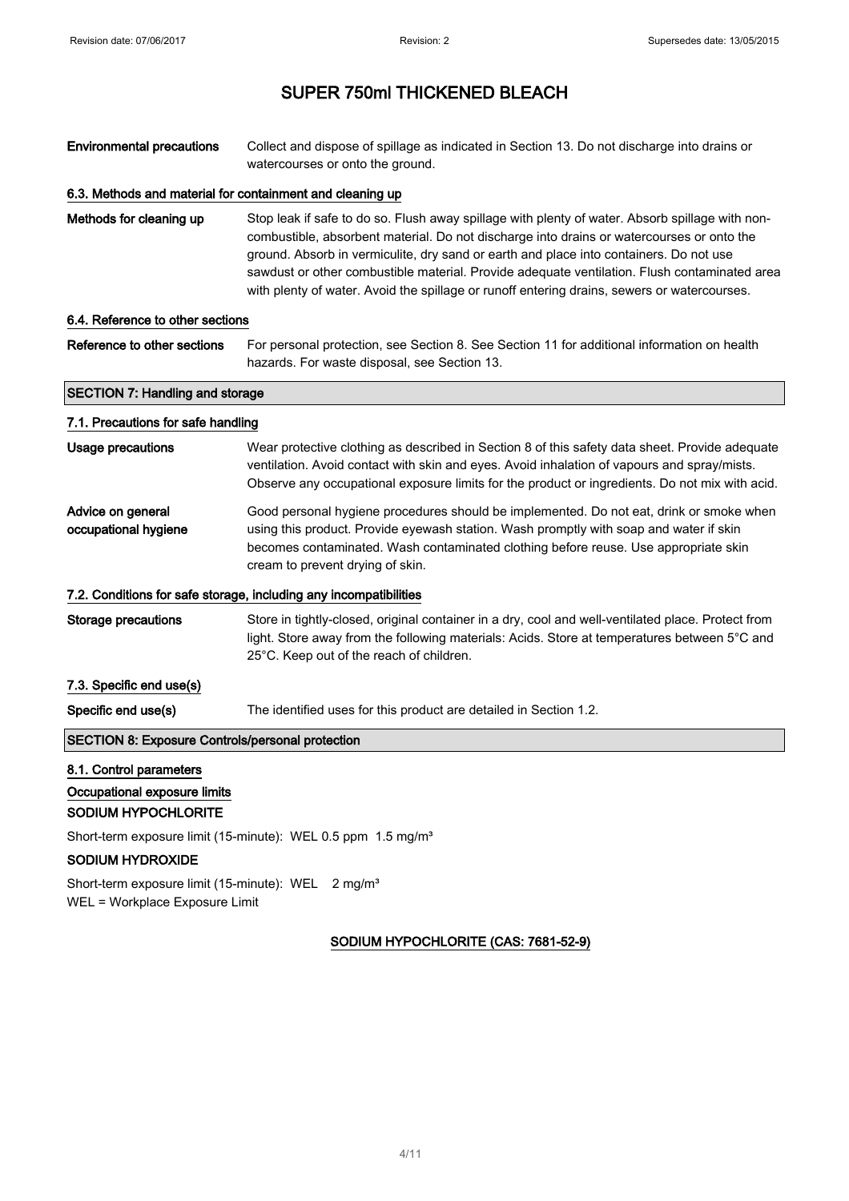# SUPER 750ml THICKENED BLEACH

| | |
|---|---|
| **Environmental precautions** | Collect and dispose of spillage as indicated in Section 13. Do not discharge into drains or watercourses or onto the ground. |

### 6.3. Methods and material for containment and cleaning up

| | |
|---|---|
| **Methods for cleaning up** | Stop leak if safe to do so. Flush away spillage with plenty of water. Absorb spillage with non-combustible, absorbent material. Do not discharge into drains or watercourses or onto the ground. Absorb in vermiculite, dry sand or earth and place into containers. Do not use sawdust or other combustible material. Provide adequate ventilation. Flush contaminated area with plenty of water. Avoid the spillage or runoff entering drains, sewers or watercourses. |

### 6.4. Reference to other sections

| | |
|---|---|
| **Reference to other sections** | For personal protection, see Section 8. See Section 11 for additional information on health hazards. For waste disposal, see Section 13. |

## SECTION 7: Handling and storage

### 7.1. Precautions for safe handling

| | |
|---|---|
| **Usage precautions** | Wear protective clothing as described in Section 8 of this safety data sheet. Provide adequate ventilation. Avoid contact with skin and eyes. Avoid inhalation of vapours and spray/mists. Observe any occupational exposure limits for the product or ingredients. Do not mix with acid. |
| **Advice on general occupational hygiene** | Good personal hygiene procedures should be implemented. Do not eat, drink or smoke when using this product. Provide eyewash station. Wash promptly with soap and water if skin becomes contaminated. Wash contaminated clothing before reuse. Use appropriate skin cream to prevent drying of skin. |

### 7.2. Conditions for safe storage, including any incompatibilities

| | |
|---|---|
| **Storage precautions** | Store in tightly-closed, original container in a dry, cool and well-ventilated place. Protect from light. Store away from the following materials: Acids. Store at temperatures between 5°C and 25°C. Keep out of the reach of children. |

### 7.3. Specific end use(s)

| | |
|---|---|
| **Specific end use(s)** | The identified uses for this product are detailed in Section 1.2. |

## SECTION 8: Exposure Controls/personal protection

### 8.1. Control parameters

#### Occupational exposure limits

**SODIUM HYPOCHLORITE**

Short-term exposure limit (15-minute): WEL 0.5 ppm 1.5 mg/m³

**SODIUM HYDROXIDE**

Short-term exposure limit (15-minute): WEL 2 mg/m³

WEL = Workplace Exposure Limit

**SODIUM HYPOCHLORITE (CAS: 7681-52-9)**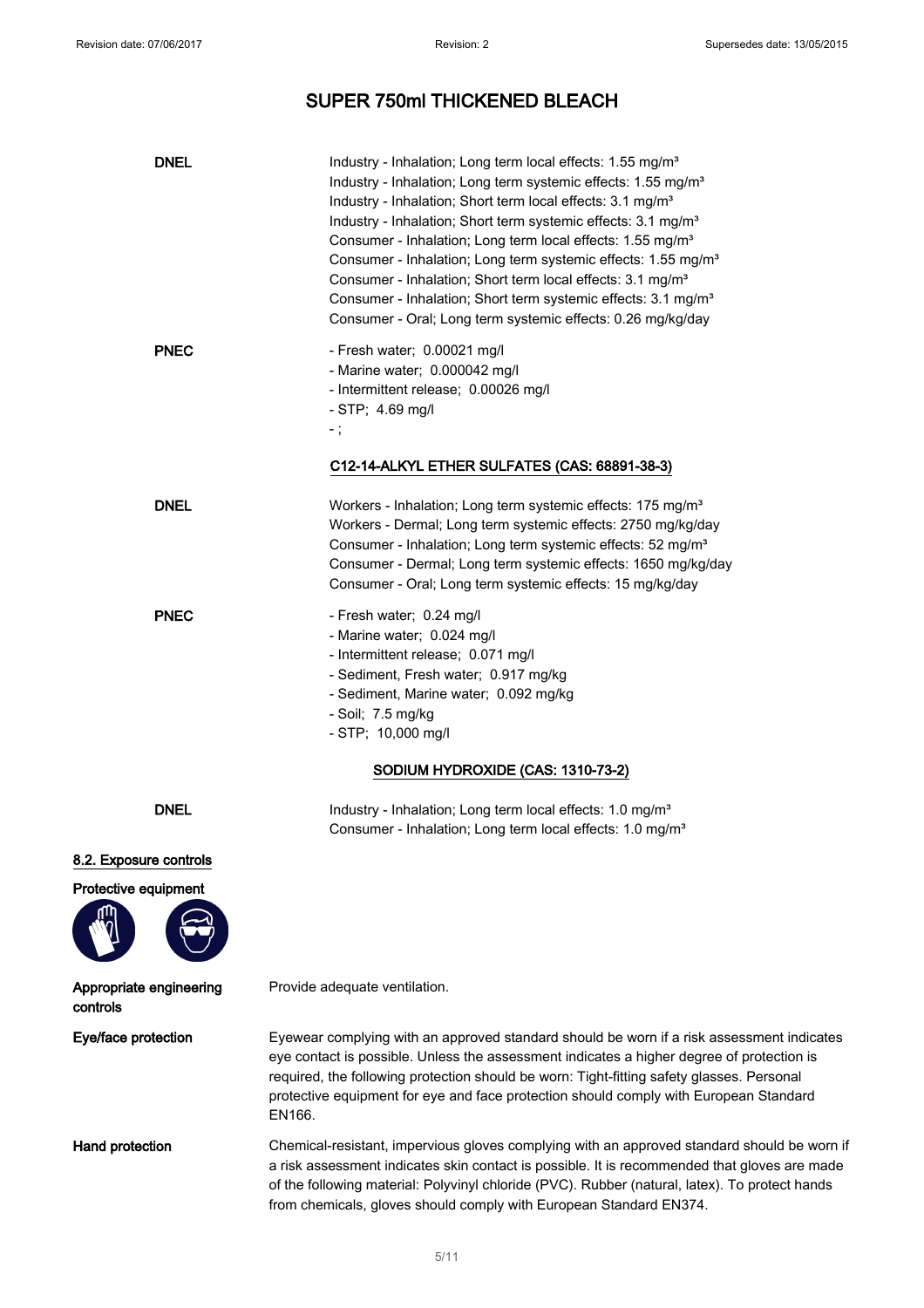| | |
|---|---|
| **DNEL** | Industry - Inhalation; Long term local effects: 1.55 mg/m³<br>Industry - Inhalation; Long term systemic effects: 1.55 mg/m³<br>Industry - Inhalation; Short term local effects: 3.1 mg/m³<br>Industry - Inhalation; Short term systemic effects: 3.1 mg/m³<br>Consumer - Inhalation; Long term local effects: 1.55 mg/m³<br>Consumer - Inhalation; Long term systemic effects: 1.55 mg/m³<br>Consumer - Inhalation; Short term local effects: 3.1 mg/m³<br>Consumer - Inhalation; Short term systemic effects: 3.1 mg/m³<br>Consumer - Oral; Long term systemic effects: 0.26 mg/kg/day |
| **PNEC** | - Fresh water; 0.00021 mg/l<br>- Marine water; 0.000042 mg/l<br>- Intermittent release; 0.00026 mg/l<br>- STP; 4.69 mg/l<br>- ; |

**C12-14-ALKYL ETHER SULFATES (CAS: 68891-38-3)**

| | |
|---|---|
| **DNEL** | Workers - Inhalation; Long term systemic effects: 175 mg/m³<br>Workers - Dermal; Long term systemic effects: 2750 mg/kg/day<br>Consumer - Inhalation; Long term systemic effects: 52 mg/m³<br>Consumer - Dermal; Long term systemic effects: 1650 mg/kg/day<br>Consumer - Oral; Long term systemic effects: 15 mg/kg/day |
| **PNEC** | - Fresh water; 0.24 mg/l<br>- Marine water; 0.024 mg/l<br>- Intermittent release; 0.071 mg/l<br>- Sediment, Fresh water; 0.917 mg/kg<br>- Sediment, Marine water; 0.092 mg/kg<br>- Soil; 7.5 mg/kg<br>- STP; 10,000 mg/l |

**SODIUM HYDROXIDE (CAS: 1310-73-2)**

| | |
|---|---|
| **DNEL** | Industry - Inhalation; Long term local effects: 1.0 mg/m³<br>Consumer - Inhalation; Long term local effects: 1.0 mg/m³ |

## 8.2. Exposure controls

**Protective equipment**

**Appropriate engineering controls**

Provide adequate ventilation.

**Eye/face protection**

Eyewear complying with an approved standard should be worn if a risk assessment indicates eye contact is possible. Unless the assessment indicates a higher degree of protection is required, the following protection should be worn: Tight-fitting safety glasses. Personal protective equipment for eye and face protection should comply with European Standard EN166.

**Hand protection**

Chemical-resistant, impervious gloves complying with an approved standard should be worn if a risk assessment indicates skin contact is possible. It is recommended that gloves are made of the following material: Polyvinyl chloride (PVC). Rubber (natural, latex). To protect hands from chemicals, gloves should comply with European Standard EN374.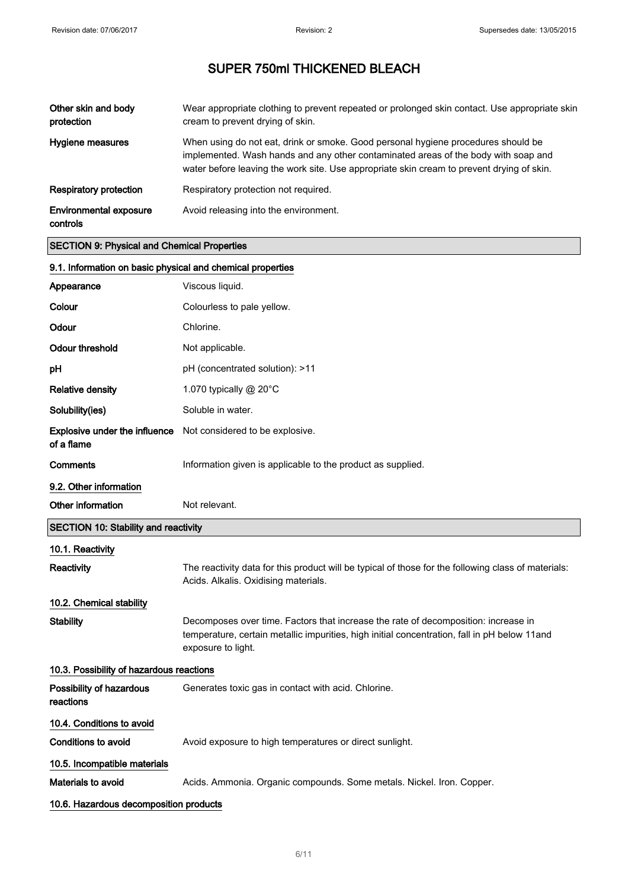# SUPER 750ml THICKENED BLEACH

| | |
|---|---|
| **Other skin and body protection** | Wear appropriate clothing to prevent repeated or prolonged skin contact. Use appropriate skin cream to prevent drying of skin. |
| **Hygiene measures** | When using do not eat, drink or smoke. Good personal hygiene procedures should be implemented. Wash hands and any other contaminated areas of the body with soap and water before leaving the work site. Use appropriate skin cream to prevent drying of skin. |
| **Respiratory protection** | Respiratory protection not required. |
| **Environmental exposure controls** | Avoid releasing into the environment. |

## SECTION 9: Physical and Chemical Properties

### 9.1. Information on basic physical and chemical properties

| | |
|---|---|
| **Appearance** | Viscous liquid. |
| **Colour** | Colourless to pale yellow. |
| **Odour** | Chlorine. |
| **Odour threshold** | Not applicable. |
| **pH** | pH (concentrated solution): >11 |
| **Relative density** | 1.070 typically @ 20°C |
| **Solubility(ies)** | Soluble in water. |
| **Explosive under the influence of a flame** | Not considered to be explosive. |
| **Comments** | Information given is applicable to the product as supplied. |

### 9.2. Other information

| | |
|---|---|
| **Other information** | Not relevant. |

## SECTION 10: Stability and reactivity

### 10.1. Reactivity

| | |
|---|---|
| **Reactivity** | The reactivity data for this product will be typical of those for the following class of materials: Acids. Alkalis. Oxidising materials. |

### 10.2. Chemical stability

| | |
|---|---|
| **Stability** | Decomposes over time. Factors that increase the rate of decomposition: increase in temperature, certain metallic impurities, high initial concentration, fall in pH below 11and exposure to light. |

### 10.3. Possibility of hazardous reactions

| | |
|---|---|
| **Possibility of hazardous reactions** | Generates toxic gas in contact with acid. Chlorine. |

### 10.4. Conditions to avoid

| | |
|---|---|
| **Conditions to avoid** | Avoid exposure to high temperatures or direct sunlight. |

### 10.5. Incompatible materials

| | |
|---|---|
| **Materials to avoid** | Acids. Ammonia. Organic compounds. Some metals. Nickel. Iron. Copper. |

### 10.6. Hazardous decomposition products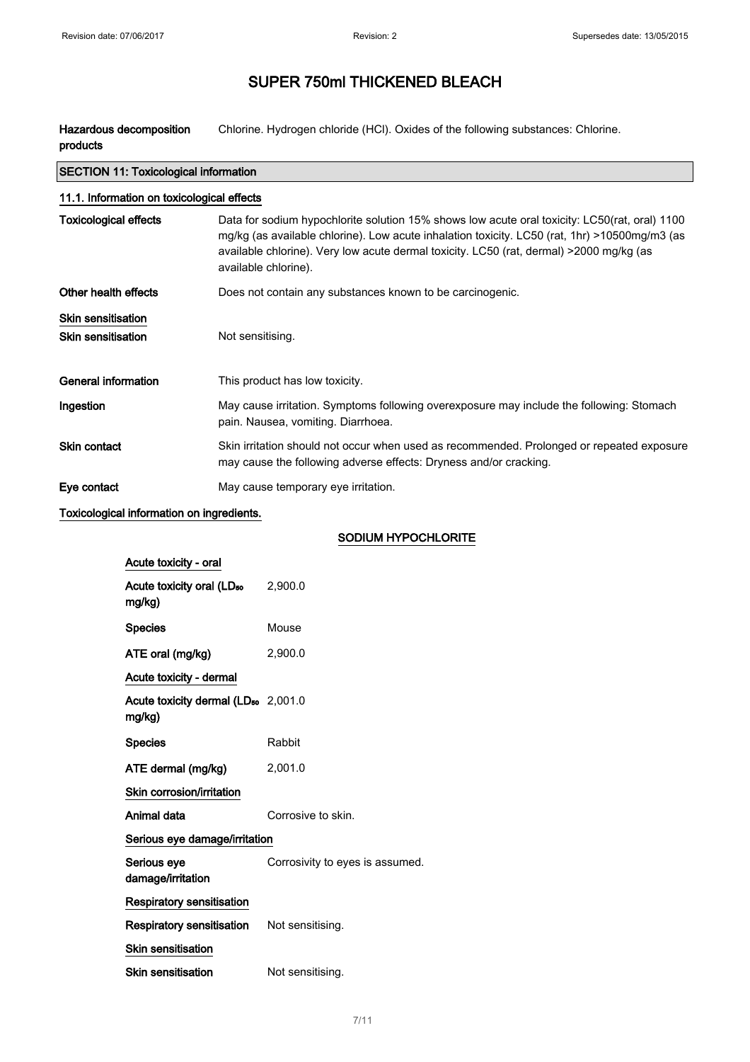# SUPER 750ml THICKENED BLEACH

| | |
|---|---|
| **Hazardous decomposition products** | Chlorine. Hydrogen chloride (HCl). Oxides of the following substances: Chlorine. |

## SECTION 11: Toxicological information

### 11.1. Information on toxicological effects

| | |
|---|---|
| **Toxicological effects** | Data for sodium hypochlorite solution 15% shows low acute oral toxicity: LC50(rat, oral) 1100 mg/kg (as available chlorine). Low acute inhalation toxicity. LC50 (rat, 1hr) >10500mg/m3 (as available chlorine). Very low acute dermal toxicity. LC50 (rat, dermal) >2000 mg/kg (as available chlorine). |
| **Other health effects** | Does not contain any substances known to be carcinogenic. |

**Skin sensitisation**

| | |
|---|---|
| **Skin sensitisation** | Not sensitising. |
| **General information** | This product has low toxicity. |
| **Ingestion** | May cause irritation. Symptoms following overexposure may include the following: Stomach pain. Nausea, vomiting. Diarrhoea. |
| **Skin contact** | Skin irritation should not occur when used as recommended. Prolonged or repeated exposure may cause the following adverse effects: Dryness and/or cracking. |
| **Eye contact** | May cause temporary eye irritation. |

**Toxicological information on ingredients.**

**SODIUM HYPOCHLORITE**

**Acute toxicity - oral**

| | |
|---|---|
| **Acute toxicity oral ($LD_{50}$ mg/kg)** | 2,900.0 |
| **Species** | Mouse |
| **ATE oral (mg/kg)** | 2,900.0 |

**Acute toxicity - dermal**

| | |
|---|---|
| **Acute toxicity dermal ($LD_{50}$ mg/kg)** | 2,001.0 |
| **Species** | Rabbit |
| **ATE dermal (mg/kg)** | 2,001.0 |

**Skin corrosion/irritation**

| | |
|---|---|
| **Animal data** | Corrosive to skin. |

**Serious eye damage/irritation**

| | |
|---|---|
| **Serious eye damage/irritation** | Corrosivity to eyes is assumed. |

**Respiratory sensitisation**

| | |
|---|---|
| **Respiratory sensitisation** | Not sensitising. |

**Skin sensitisation**

| | |
|---|---|
| **Skin sensitisation** | Not sensitising. |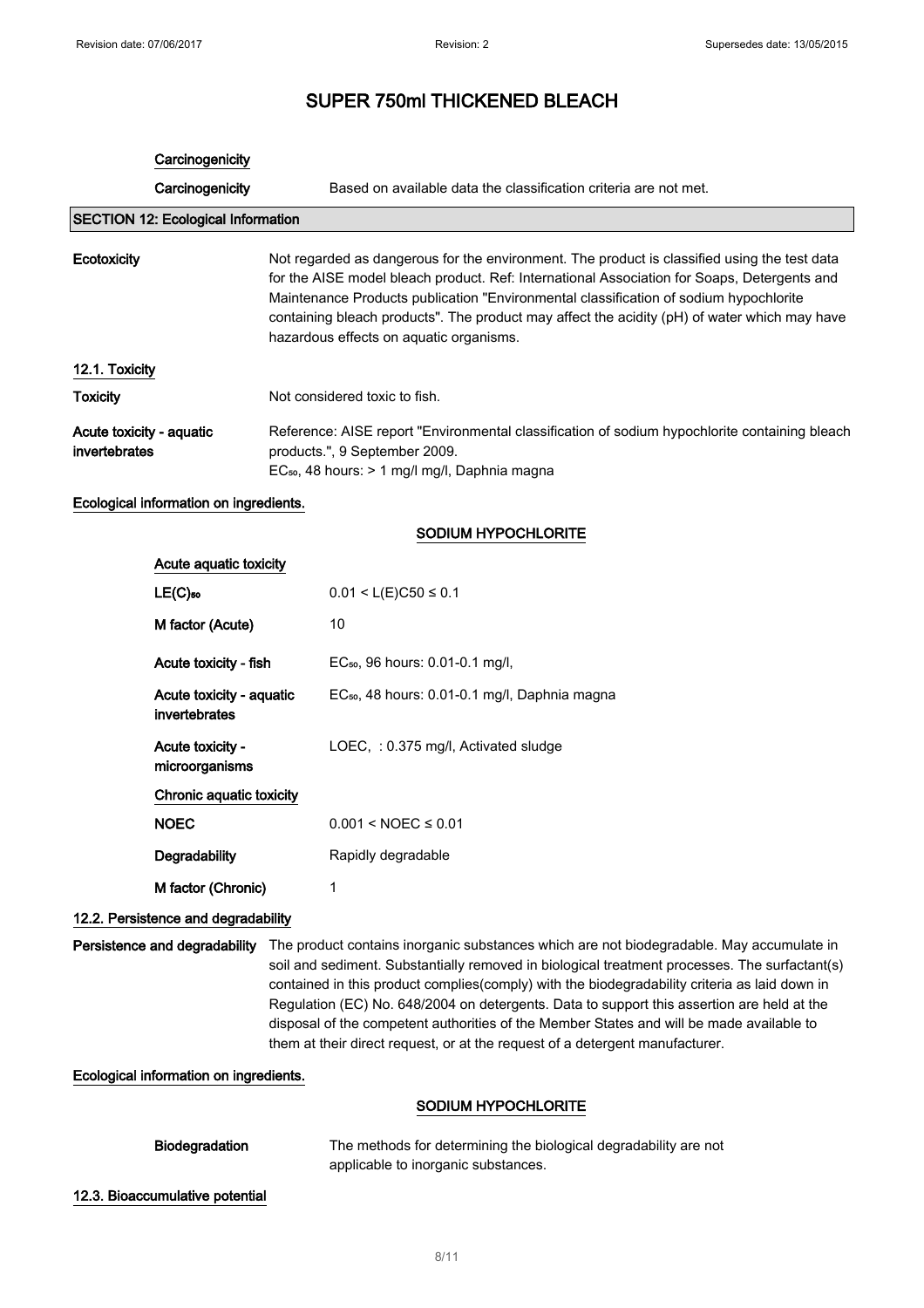# SUPER 750ml THICKENED BLEACH

**Carcinogenicity**

| | |
|---|---|
| **Carcinogenicity** | Based on available data the classification criteria are not met. |

## SECTION 12: Ecological Information

| | |
|---|---|
| **Ecotoxicity** | Not regarded as dangerous for the environment. The product is classified using the test data for the AISE model bleach product. Ref: International Association for Soaps, Detergents and Maintenance Products publication "Environmental classification of sodium hypochlorite containing bleach products". The product may affect the acidity (pH) of water which may have hazardous effects on aquatic organisms. |

### 12.1. Toxicity

| | |
|---|---|
| **Toxicity** | Not considered toxic to fish. |
| **Acute toxicity - aquatic invertebrates** | Reference: AISE report "Environmental classification of sodium hypochlorite containing bleach products.", 9 September 2009. $EC_{50}$, 48 hours: > 1 mg/l mg/l, Daphnia magna |

**Ecological information on ingredients.**

**SODIUM HYPOCHLORITE**

**Acute aquatic toxicity**

| | |
|---|---|
| **$LE(C)_{50}$** | $0.01 < L(E)C50 \le 0.1$ |
| **M factor (Acute)** | 10 |
| **Acute toxicity - fish** | $EC_{50}$, 96 hours: 0.01-0.1 mg/l, |
| **Acute toxicity - aquatic invertebrates** | $EC_{50}$, 48 hours: 0.01-0.1 mg/l, Daphnia magna |
| **Acute toxicity - microorganisms** | LOEC, : 0.375 mg/l, Activated sludge |

**Chronic aquatic toxicity**

| | |
|---|---|
| **NOEC** | $0.001 < NOEC \le 0.01$ |
| **Degradability** | Rapidly degradable |
| **M factor (Chronic)** | 1 |

### 12.2. Persistence and degradability

| | |
|---|---|
| **Persistence and degradability** | The product contains inorganic substances which are not biodegradable. May accumulate in soil and sediment. Substantially removed in biological treatment processes. The surfactant(s) contained in this product complies(comply) with the biodegradability criteria as laid down in Regulation (EC) No. 648/2004 on detergents. Data to support this assertion are held at the disposal of the competent authorities of the Member States and will be made available to them at their direct request, or at the request of a detergent manufacturer. |

**Ecological information on ingredients.**

**SODIUM HYPOCHLORITE**

| | |
|---|---|
| **Biodegradation** | The methods for determining the biological degradability are not applicable to inorganic substances. |

### 12.3. Bioaccumulative potential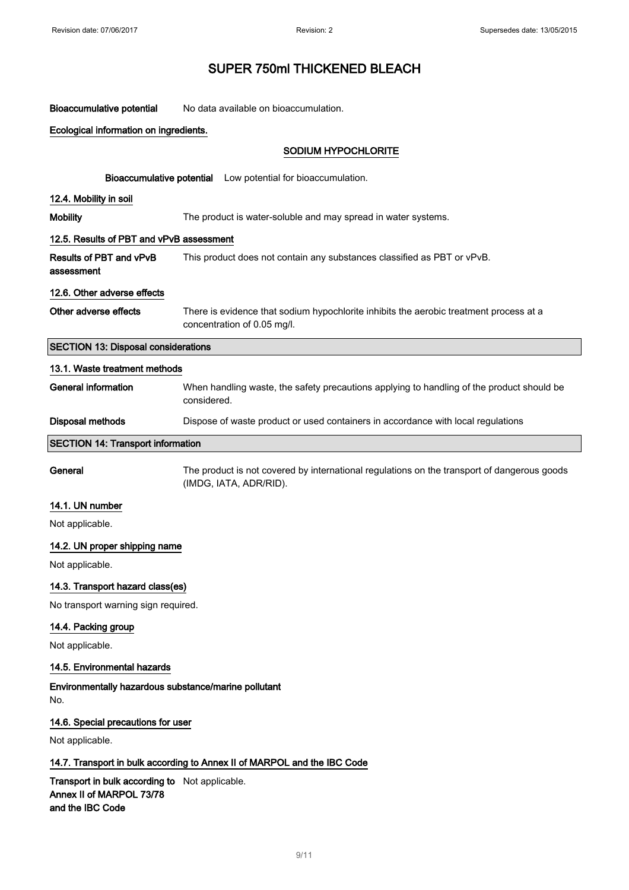# SUPER 750ml THICKENED BLEACH

**Bioaccumulative potential** No data available on bioaccumulation.

**Ecological information on ingredients.**

**SODIUM HYPOCHLORITE**

**Bioaccumulative potential** Low potential for bioaccumulation.

**12.4. Mobility in soil**

**Mobility** The product is water-soluble and may spread in water systems.

**12.5. Results of PBT and vPvB assessment**

**Results of PBT and vPvB assessment** This product does not contain any substances classified as PBT or vPvB.

**12.6. Other adverse effects**

**Other adverse effects** There is evidence that sodium hypochlorite inhibits the aerobic treatment process at a concentration of 0.05 mg/l.

## SECTION 13: Disposal considerations

**13.1. Waste treatment methods**

**General information** When handling waste, the safety precautions applying to handling of the product should be considered.

**Disposal methods** Dispose of waste product or used containers in accordance with local regulations

## SECTION 14: Transport information

**General** The product is not covered by international regulations on the transport of dangerous goods (IMDG, IATA, ADR/RID).

**14.1. UN number**

Not applicable.

**14.2. UN proper shipping name**

Not applicable.

**14.3. Transport hazard class(es)**

No transport warning sign required.

**14.4. Packing group**

Not applicable.

**14.5. Environmental hazards**

**Environmentally hazardous substance/marine pollutant**

No.

**14.6. Special precautions for user**

Not applicable.

**14.7. Transport in bulk according to Annex II of MARPOL and the IBC Code**

**Transport in bulk according to Annex II of MARPOL 73/78 and the IBC Code** Not applicable.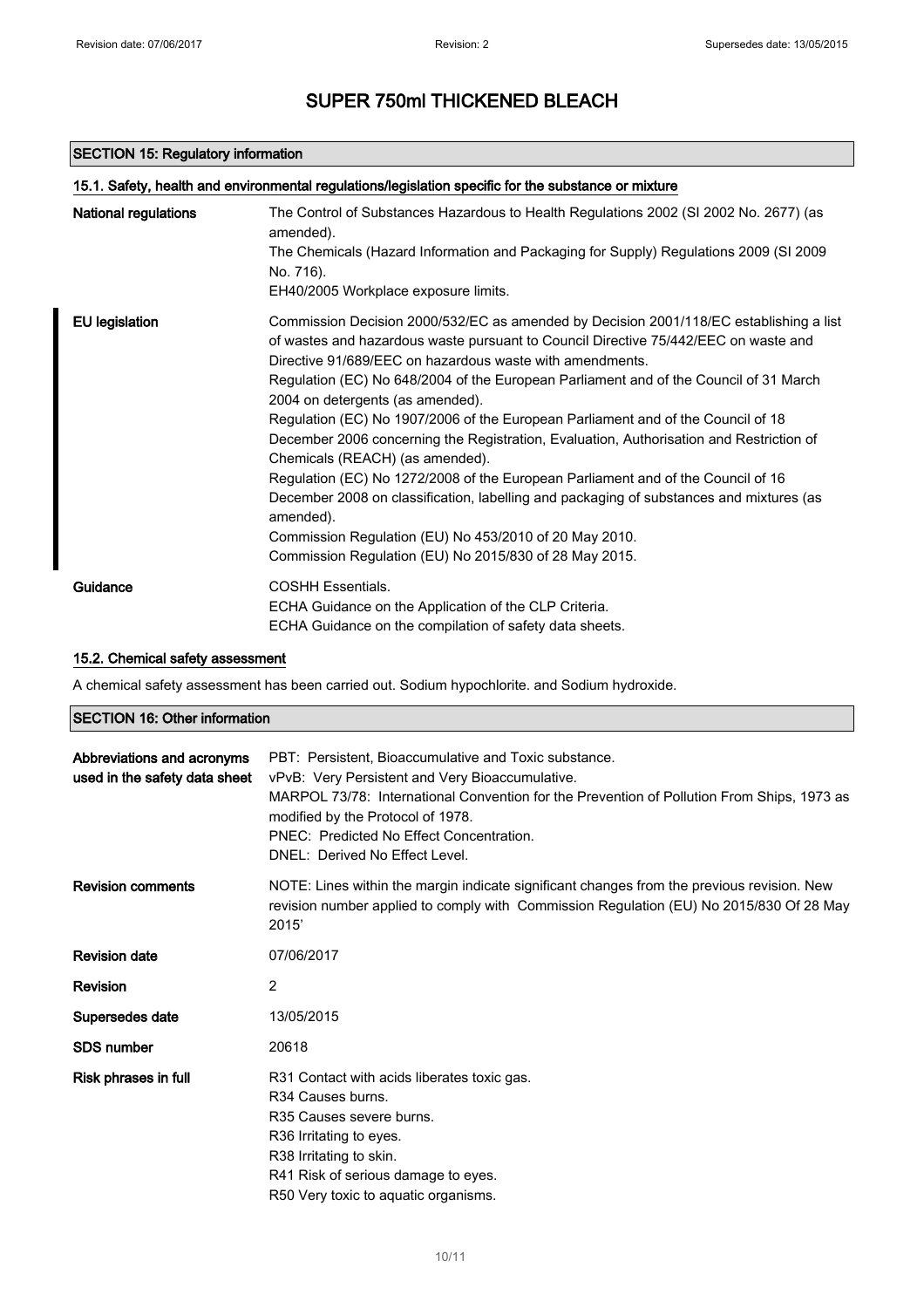# SUPER 750ml THICKENED BLEACH

## SECTION 15: Regulatory information

### 15.1. Safety, health and environmental regulations/legislation specific for the substance or mixture

**National regulations**

The Control of Substances Hazardous to Health Regulations 2002 (SI 2002 No. 2677) (as amended).
The Chemicals (Hazard Information and Packaging for Supply) Regulations 2009 (SI 2009 No. 716).
EH40/2005 Workplace exposure limits.

**EU legislation**

Commission Decision 2000/532/EC as amended by Decision 2001/118/EC establishing a list of wastes and hazardous waste pursuant to Council Directive 75/442/EEC on waste and Directive 91/689/EEC on hazardous waste with amendments.
Regulation (EC) No 648/2004 of the European Parliament and of the Council of 31 March 2004 on detergents (as amended).
Regulation (EC) No 1907/2006 of the European Parliament and of the Council of 18 December 2006 concerning the Registration, Evaluation, Authorisation and Restriction of Chemicals (REACH) (as amended).
Regulation (EC) No 1272/2008 of the European Parliament and of the Council of 16 December 2008 on classification, labelling and packaging of substances and mixtures (as amended).
Commission Regulation (EU) No 453/2010 of 20 May 2010.
Commission Regulation (EU) No 2015/830 of 28 May 2015.

**Guidance**

COSHH Essentials.
ECHA Guidance on the Application of the CLP Criteria.
ECHA Guidance on the compilation of safety data sheets.

### 15.2. Chemical safety assessment

A chemical safety assessment has been carried out. Sodium hypochlorite. and Sodium hydroxide.

## SECTION 16: Other information

**Abbreviations and acronyms used in the safety data sheet**

PBT: Persistent, Bioaccumulative and Toxic substance.
vPvB: Very Persistent and Very Bioaccumulative.
MARPOL 73/78: International Convention for the Prevention of Pollution From Ships, 1973 as modified by the Protocol of 1978.
PNEC: Predicted No Effect Concentration.
DNEL: Derived No Effect Level.

**Revision comments**

NOTE: Lines within the margin indicate significant changes from the previous revision. New revision number applied to comply with Commission Regulation (EU) No 2015/830 Of 28 May 2015'

**Revision date** 07/06/2017

**Revision** 2

**Supersedes date** 13/05/2015

**SDS number** 20618

**Risk phrases in full**

R31 Contact with acids liberates toxic gas.
R34 Causes burns.
R35 Causes severe burns.
R36 Irritating to eyes.
R38 Irritating to skin.
R41 Risk of serious damage to eyes.
R50 Very toxic to aquatic organisms.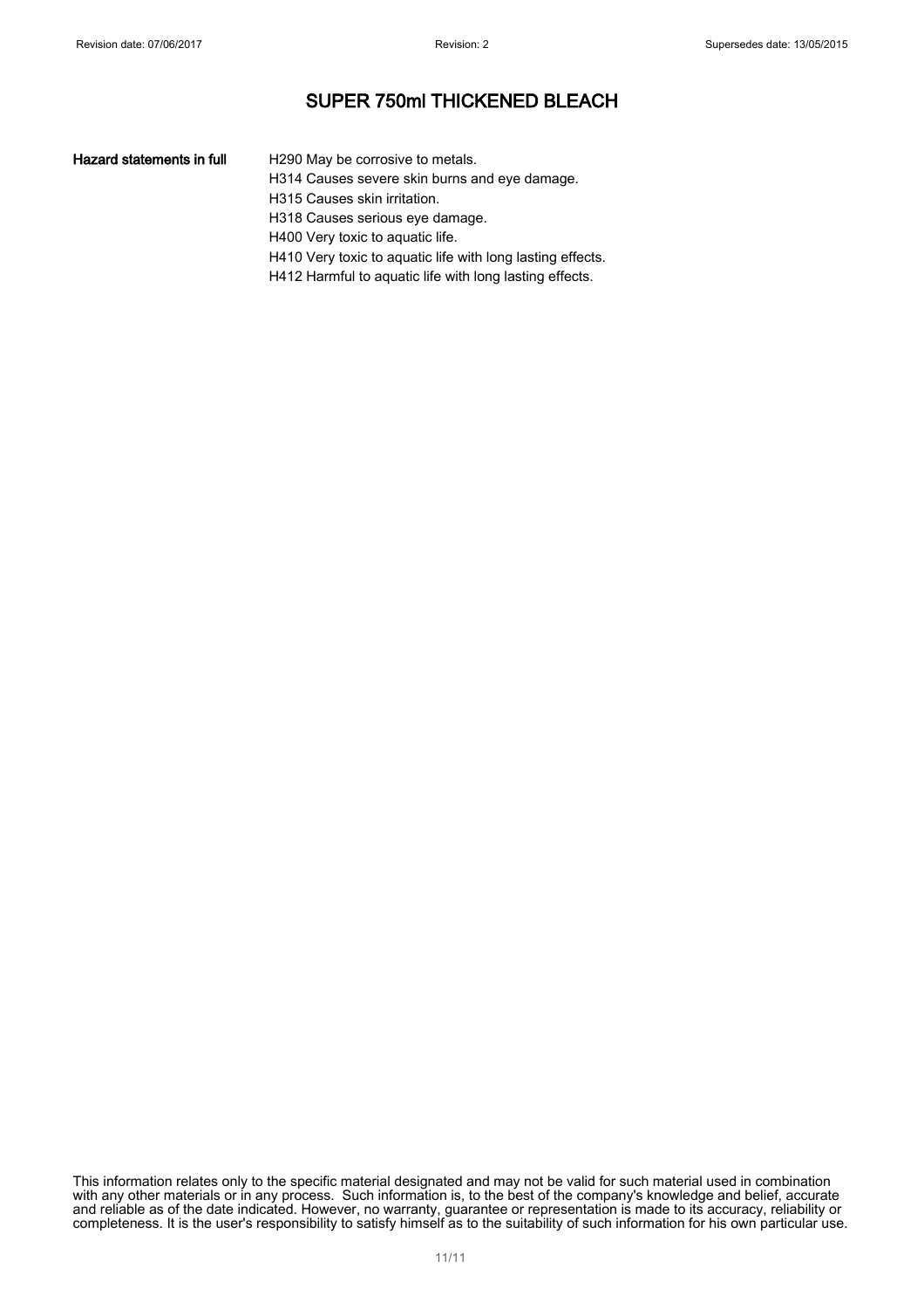# SUPER 750ml THICKENED BLEACH

**Hazard statements in full**

H290 May be corrosive to metals.
H314 Causes severe skin burns and eye damage.
H315 Causes skin irritation.
H318 Causes serious eye damage.
H400 Very toxic to aquatic life.
H410 Very toxic to aquatic life with long lasting effects.
H412 Harmful to aquatic life with long lasting effects.

This information relates only to the specific material designated and may not be valid for such material used in combination with any other materials or in any process. Such information is, to the best of the company's knowledge and belief, accurate and reliable as of the date indicated. However, no warranty, guarantee or representation is made to its accuracy, reliability or completeness. It is the user's responsibility to satisfy himself as to the suitability of such information for his own particular use.